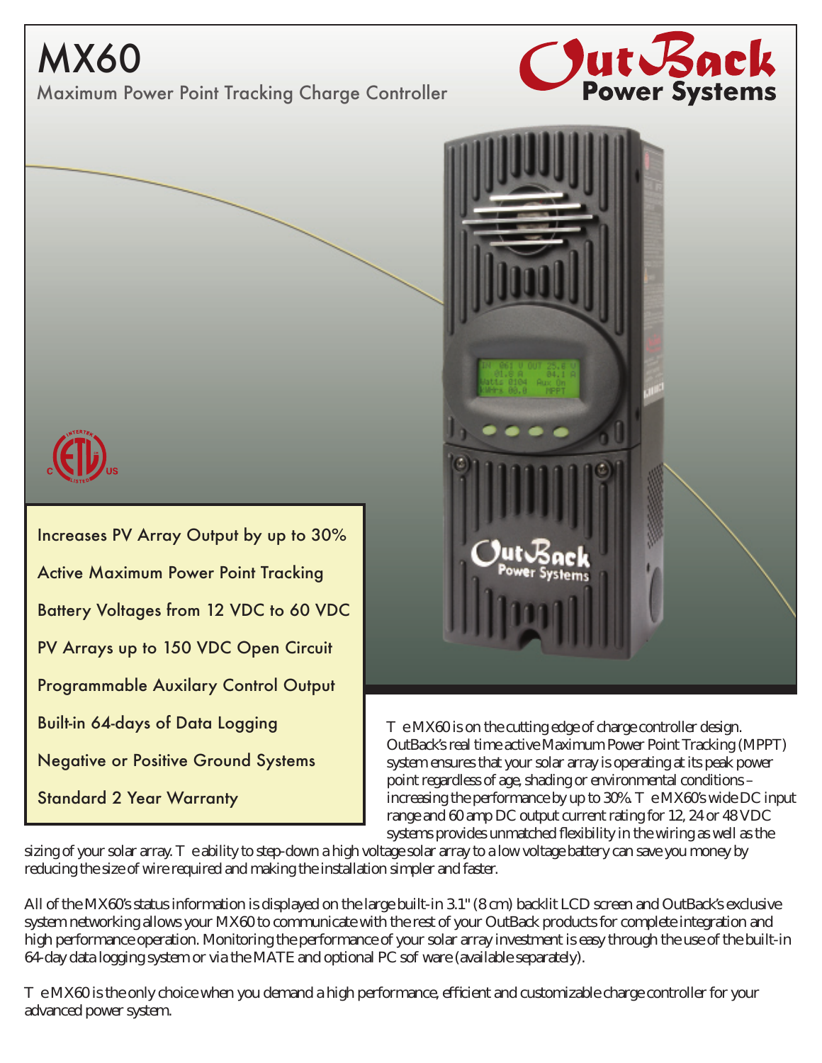# MX60

## Maximum Power Point Tracking Charge Controller

OutBack Power Systems

- Increases PV Array Output by up to 30%
- Active Maximum Power Point Tracking
- Battery Voltages from 12 VDC to 60 VDC
- PV Arrays up to 150 VDC Open Circuit
- Programmable Auxilary Control Output
- Built-in 64-days of Data Logging
- Negative or Positive Ground Systems
- Standard 2 Year Warranty

The MX60 is on the cutting edge of charge controller design. OutBack's real time active Maximum Power Point Tracking (MPPT) system ensures that your solar array is operating at its peak power point regardless of age, shading or environmental conditions – increasing the performance by up to 30%. The MX60's wide DC input range and 60 amp DC output current rating for 12, 24 or 48 VDC systems provides unmatched flexibility in the wiring as well as the sizing of your solar array. The ability to step-down a high voltage solar array to a low voltage battery can save you money by reducing the size of wire required and making the installation simpler and faster.

All of the MX60's status information is displayed on the large built-in 3.1" (8 cm) backlit LCD screen and OutBack's exclusive system networking allows your MX60 to communicate with the rest of your OutBack products for complete integration and high performance operation. Monitoring the performance of your solar array investment is easy through the use of the built-in 64-day data logging system or via the MATE and optional PC software (available separately).

The MX60 is the only choice when you demand a high performance, efficient and customizable charge controller for your advanced power system.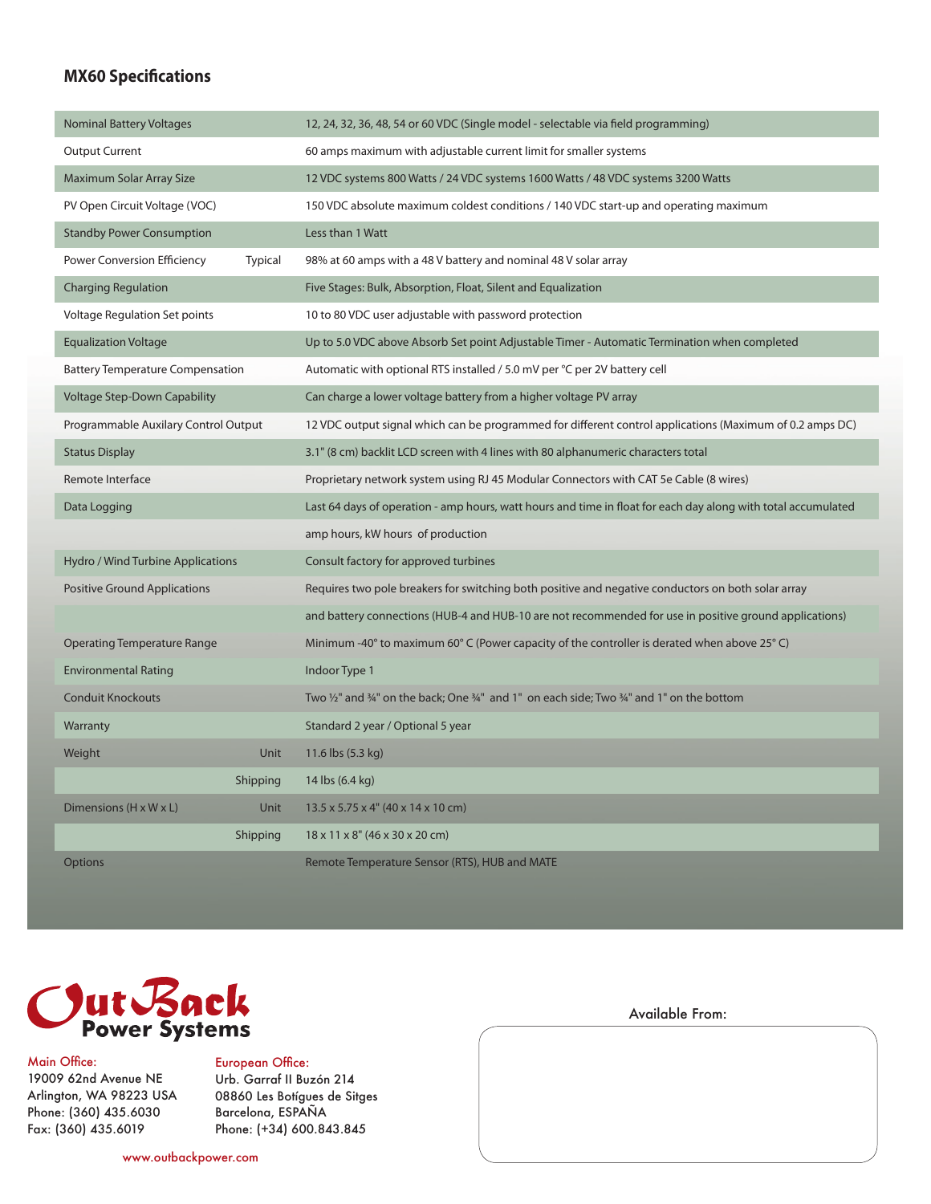## MX60 Specifications

| | | |
|---|---|---|
| Nominal Battery Voltages | | 12, 24, 32, 36, 48, 54 or 60 VDC (Single model - selectable via field programming) |
| Output Current | | 60 amps maximum with adjustable current limit for smaller systems |
| Maximum Solar Array Size | | 12 VDC systems 800 Watts / 24 VDC systems 1600 Watts / 48 VDC systems 3200 Watts |
| PV Open Circuit Voltage (VOC) | | 150 VDC absolute maximum coldest conditions / 140 VDC start-up and operating maximum |
| Standby Power Consumption | | Less than 1 Watt |
| Power Conversion Efficiency | Typical | 98% at 60 amps with a 48 V battery and nominal 48 V solar array |
| Charging Regulation | | Five Stages: Bulk, Absorption, Float, Silent and Equalization |
| Voltage Regulation Set points | | 10 to 80 VDC user adjustable with password protection |
| Equalization Voltage | | Up to 5.0 VDC above Absorb Set point Adjustable Timer - Automatic Termination when completed |
| Battery Temperature Compensation | | Automatic with optional RTS installed / 5.0 mV per °C per 2V battery cell |
| Voltage Step-Down Capability | | Can charge a lower voltage battery from a higher voltage PV array |
| Programmable Auxilary Control Output | | 12 VDC output signal which can be programmed for different control applications (Maximum of 0.2 amps DC) |
| Status Display | | 3.1" (8 cm) backlit LCD screen with 4 lines with 80 alphanumeric characters total |
| Remote Interface | | Proprietary network system using RJ 45 Modular Connectors with CAT 5e Cable (8 wires) |
| Data Logging | | Last 64 days of operation - amp hours, watt hours and time in float for each day along with total accumulated amp hours, kW hours of production |
| Hydro / Wind Turbine Applications | | Consult factory for approved turbines |
| Positive Ground Applications | | Requires two pole breakers for switching both positive and negative conductors on both solar array and battery connections (HUB-4 and HUB-10 are not recommended for use in positive ground applications) |
| Operating Temperature Range | | Minimum -40° to maximum 60° C (Power capacity of the controller is derated when above 25° C) |
| Environmental Rating | | Indoor Type 1 |
| Conduit Knockouts | | Two ½" and ¾" on the back; One ¾" and 1" on each side; Two ¾" and 1" on the bottom |
| Warranty | | Standard 2 year / Optional 5 year |
| Weight | Unit | 11.6 lbs (5.3 kg) |
| | Shipping | 14 lbs (6.4 kg) |
| Dimensions (H x W x L) | Unit | 13.5 x 5.75 x 4" (40 x 14 x 10 cm) |
| | Shipping | 18 x 11 x 8" (46 x 30 x 20 cm) |
| Options | | Remote Temperature Sensor (RTS), HUB and MATE |

OutBack Power Systems

Main Office:
19009 62nd Avenue NE
Arlington, WA 98223 USA
Phone: (360) 435.6030
Fax: (360) 435.6019

European Office:
Urb. Garraf II Buzón 214
08860 Les Botígues de Sitges
Barcelona, ESPAÑA
Phone: (+34) 600.843.845

www.outbackpower.com

Available From: